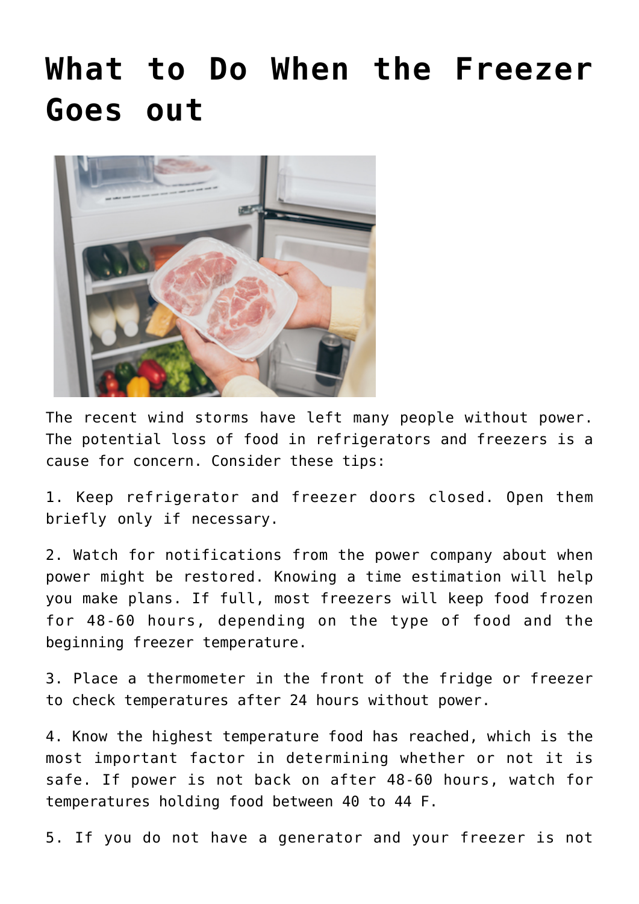# What to Do When the Freezer Goes out

The recent wind storms have left many people without power. The potential loss of food in refrigerators and freezers is a cause for concern. Consider these tips:

1. Keep refrigerator and freezer doors closed. Open them briefly only if necessary.

2. Watch for notifications from the power company about when power might be restored. Knowing a time estimation will help you make plans. If full, most freezers will keep food frozen for 48-60 hours, depending on the type of food and the beginning freezer temperature.

3. Place a thermometer in the front of the fridge or freezer to check temperatures after 24 hours without power.

4. Know the highest temperature food has reached, which is the most important factor in determining whether or not it is safe. If power is not back on after 48-60 hours, watch for temperatures holding food between 40 to 44 F.

5. If you do not have a generator and your freezer is not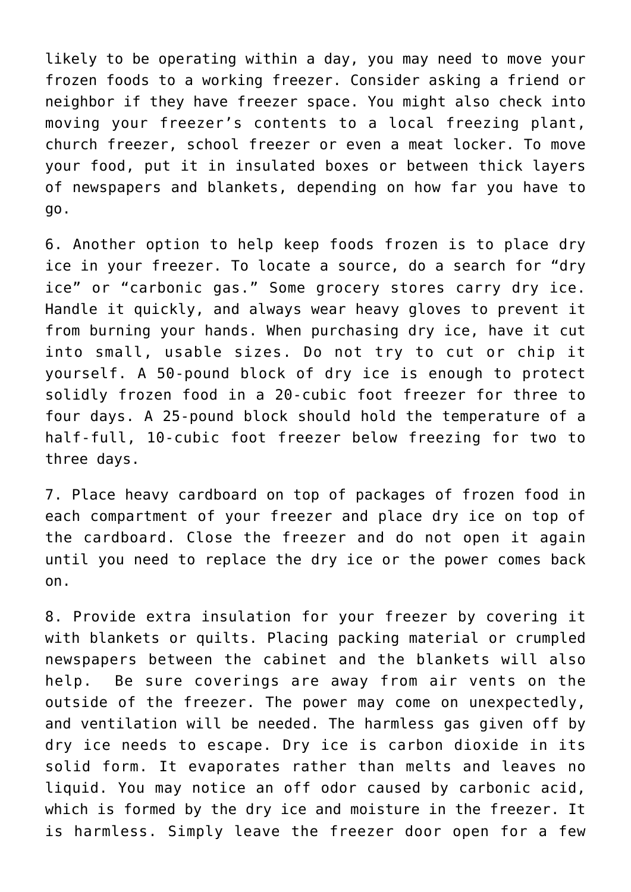likely to be operating within a day, you may need to move your frozen foods to a working freezer. Consider asking a friend or neighbor if they have freezer space. You might also check into moving your freezer's contents to a local freezing plant, church freezer, school freezer or even a meat locker. To move your food, put it in insulated boxes or between thick layers of newspapers and blankets, depending on how far you have to go.

6. Another option to help keep foods frozen is to place dry ice in your freezer. To locate a source, do a search for "dry ice" or "carbonic gas." Some grocery stores carry dry ice. Handle it quickly, and always wear heavy gloves to prevent it from burning your hands. When purchasing dry ice, have it cut into small, usable sizes. Do not try to cut or chip it yourself. A 50-pound block of dry ice is enough to protect solidly frozen food in a 20-cubic foot freezer for three to four days. A 25-pound block should hold the temperature of a half-full, 10-cubic foot freezer below freezing for two to three days.

7. Place heavy cardboard on top of packages of frozen food in each compartment of your freezer and place dry ice on top of the cardboard. Close the freezer and do not open it again until you need to replace the dry ice or the power comes back on.

8. Provide extra insulation for your freezer by covering it with blankets or quilts. Placing packing material or crumpled newspapers between the cabinet and the blankets will also help. Be sure coverings are away from air vents on the outside of the freezer. The power may come on unexpectedly, and ventilation will be needed. The harmless gas given off by dry ice needs to escape. Dry ice is carbon dioxide in its solid form. It evaporates rather than melts and leaves no liquid. You may notice an off odor caused by carbonic acid, which is formed by the dry ice and moisture in the freezer. It is harmless. Simply leave the freezer door open for a few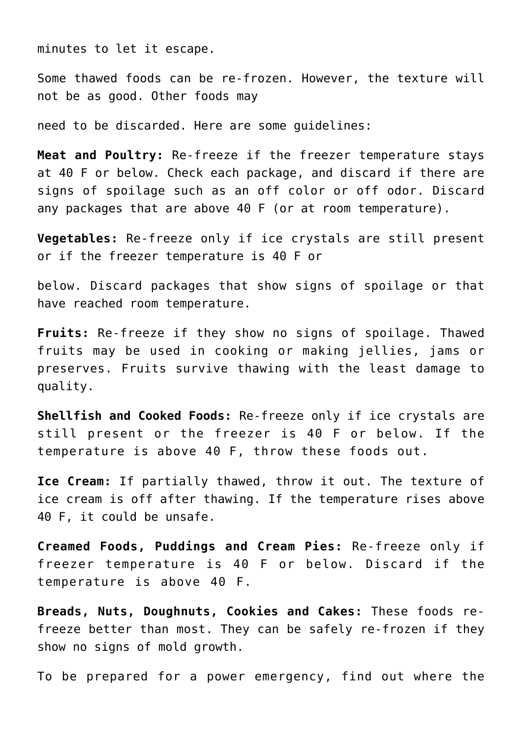minutes to let it escape.

Some thawed foods can be re-frozen. However, the texture will not be as good. Other foods may need to be discarded. Here are some guidelines:

**Meat and Poultry:** Re-freeze if the freezer temperature stays at 40 F or below. Check each package, and discard if there are signs of spoilage such as an off color or off odor. Discard any packages that are above 40 F (or at room temperature).

**Vegetables:** Re-freeze only if ice crystals are still present or if the freezer temperature is 40 F or below. Discard packages that show signs of spoilage or that have reached room temperature.

**Fruits:** Re-freeze if they show no signs of spoilage. Thawed fruits may be used in cooking or making jellies, jams or preserves. Fruits survive thawing with the least damage to quality.

**Shellfish and Cooked Foods:** Re-freeze only if ice crystals are still present or the freezer is 40 F or below. If the temperature is above 40 F, throw these foods out.

**Ice Cream:** If partially thawed, throw it out. The texture of ice cream is off after thawing. If the temperature rises above 40 F, it could be unsafe.

**Creamed Foods, Puddings and Cream Pies:** Re-freeze only if freezer temperature is 40 F or below. Discard if the temperature is above 40 F.

**Breads, Nuts, Doughnuts, Cookies and Cakes:** These foods re-freeze better than most. They can be safely re-frozen if they show no signs of mold growth.

To be prepared for a power emergency, find out where the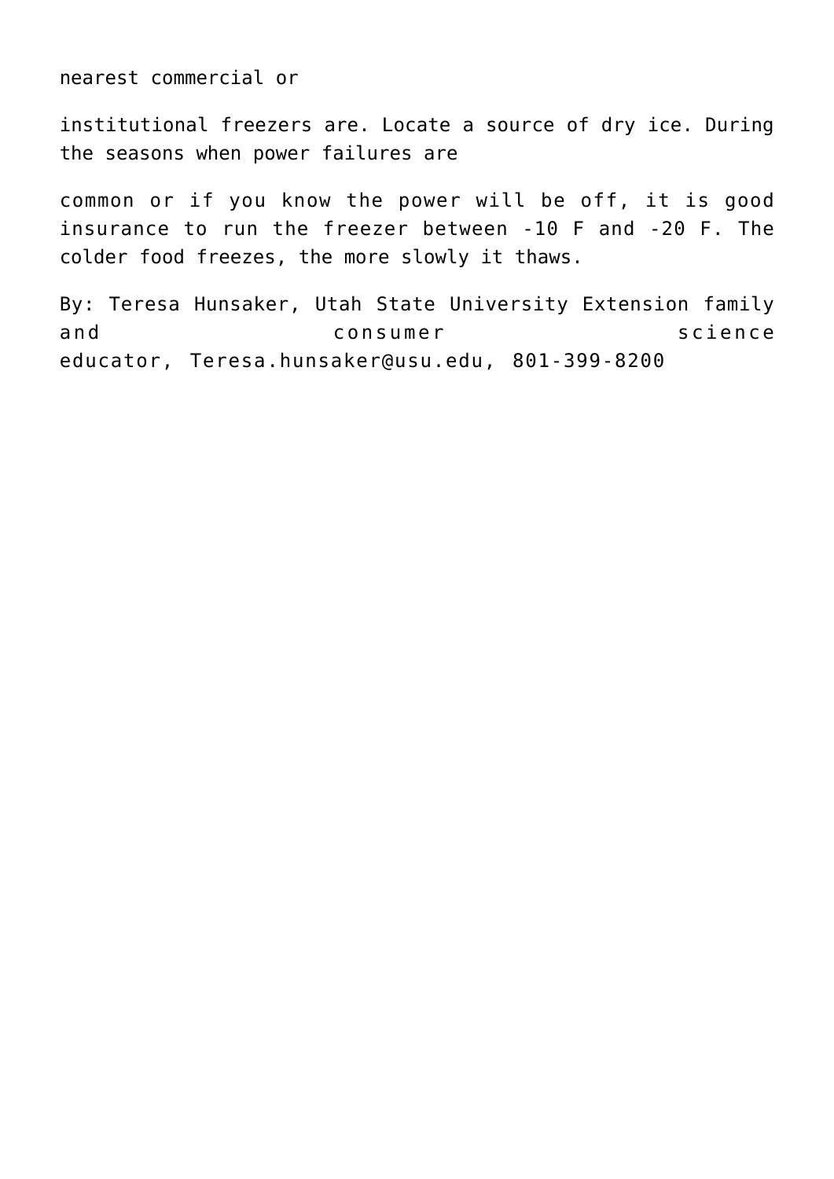nearest commercial or

institutional freezers are. Locate a source of dry ice. During the seasons when power failures are

common or if you know the power will be off, it is good insurance to run the freezer between -10 F and -20 F. The colder food freezes, the more slowly it thaws.

By: Teresa Hunsaker, Utah State University Extension family and consumer science educator, Teresa.hunsaker@usu.edu, 801-399-8200